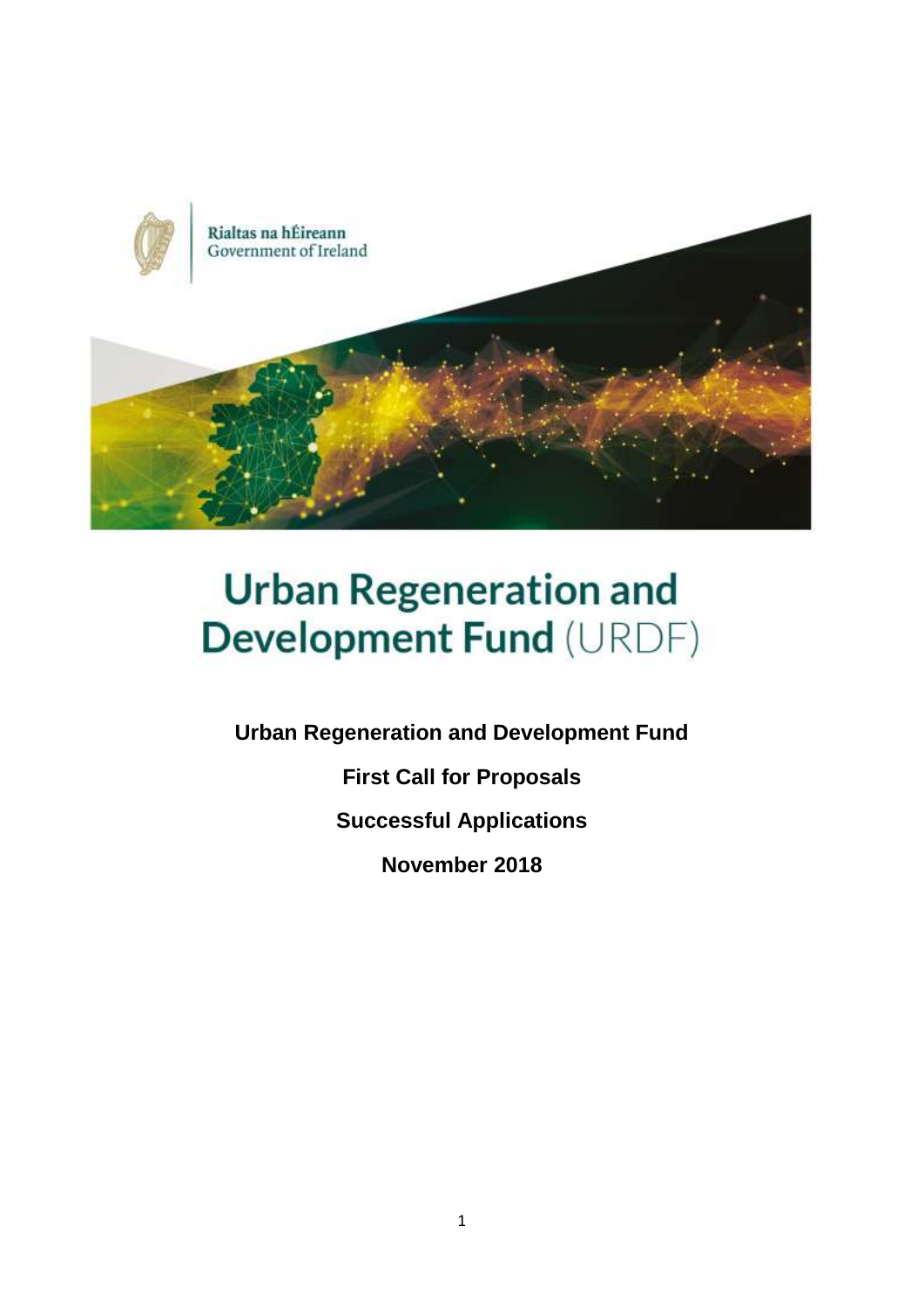Rialtas na hÉireann
Government of Ireland

# Urban Regeneration and Development Fund (URDF)

**Urban Regeneration and Development Fund**

**First Call for Proposals**

**Successful Applications**

**November 2018**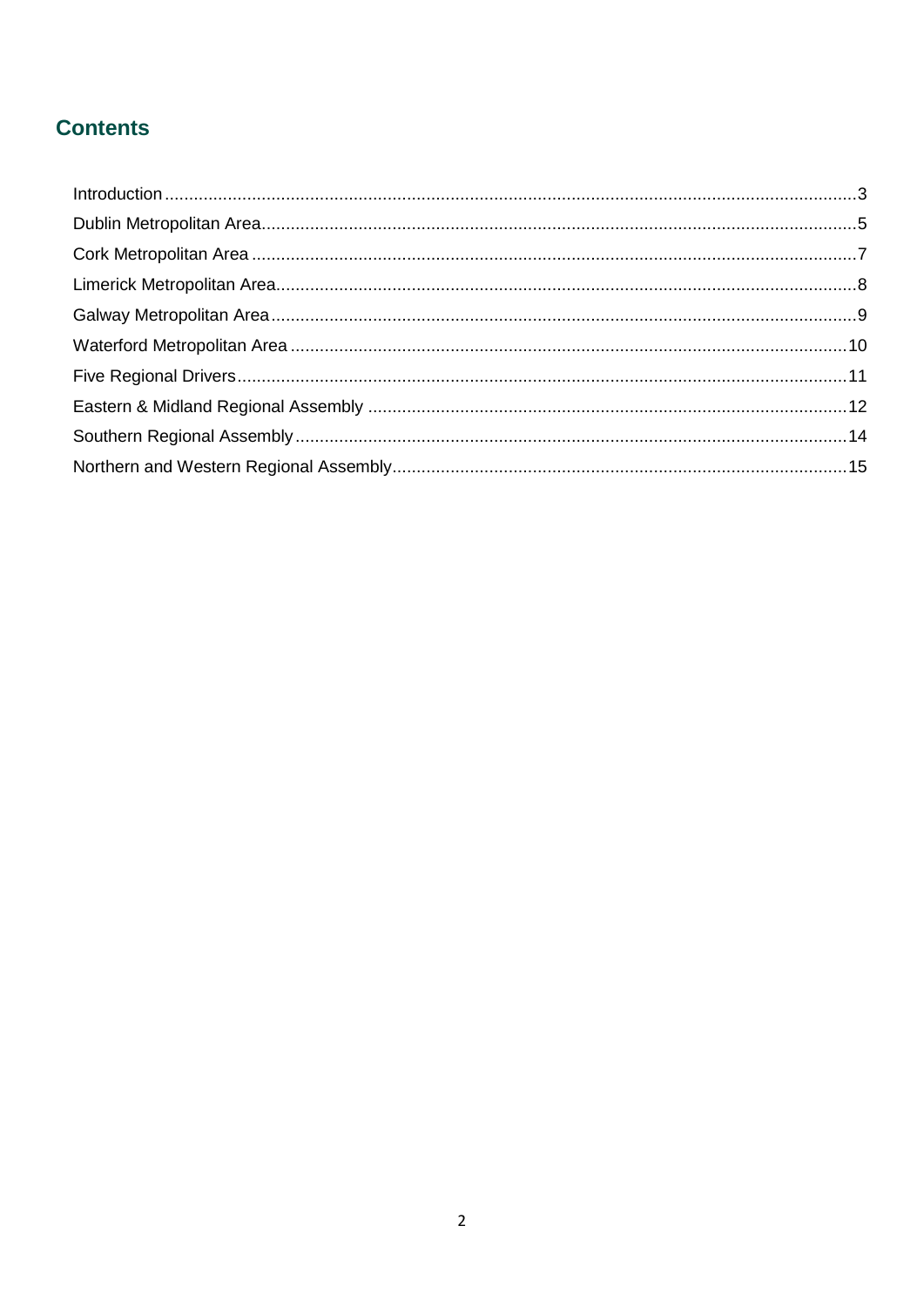## Contents

Introduction ........................................................................ 3
Dublin Metropolitan Area ........................................................ 5
Cork Metropolitan Area ........................................................... 7
Limerick Metropolitan Area ...................................................... 8
Galway Metropolitan Area ........................................................ 9
Waterford Metropolitan Area .................................................... 10
Five Regional Drivers .............................................................. 11
Eastern & Midland Regional Assembly ........................................ 12
Southern Regional Assembly .................................................... 14
Northern and Western Regional Assembly ................................... 15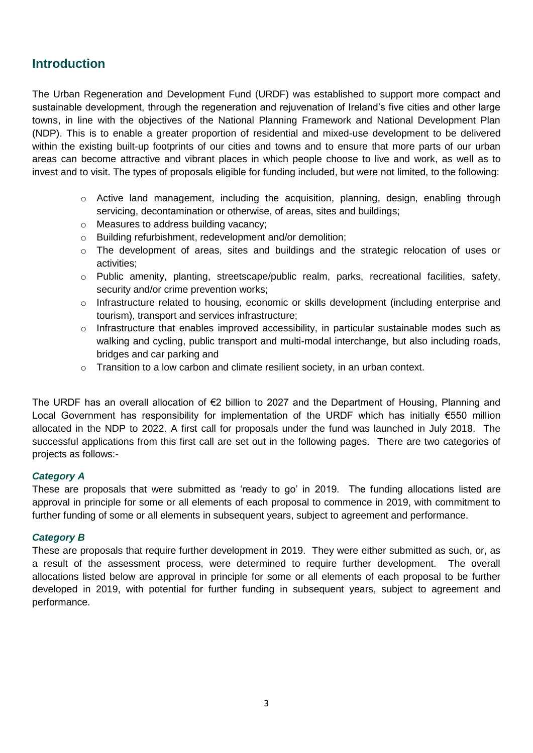## Introduction

The Urban Regeneration and Development Fund (URDF) was established to support more compact and sustainable development, through the regeneration and rejuvenation of Ireland's five cities and other large towns, in line with the objectives of the National Planning Framework and National Development Plan (NDP). This is to enable a greater proportion of residential and mixed-use development to be delivered within the existing built-up footprints of our cities and towns and to ensure that more parts of our urban areas can become attractive and vibrant places in which people choose to live and work, as well as to invest and to visit. The types of proposals eligible for funding included, but were not limited, to the following:

- Active land management, including the acquisition, planning, design, enabling through servicing, decontamination or otherwise, of areas, sites and buildings;
- Measures to address building vacancy;
- Building refurbishment, redevelopment and/or demolition;
- The development of areas, sites and buildings and the strategic relocation of uses or activities;
- Public amenity, planting, streetscape/public realm, parks, recreational facilities, safety, security and/or crime prevention works;
- Infrastructure related to housing, economic or skills development (including enterprise and tourism), transport and services infrastructure;
- Infrastructure that enables improved accessibility, in particular sustainable modes such as walking and cycling, public transport and multi-modal interchange, but also including roads, bridges and car parking and
- Transition to a low carbon and climate resilient society, in an urban context.

The URDF has an overall allocation of €2 billion to 2027 and the Department of Housing, Planning and Local Government has responsibility for implementation of the URDF which has initially €550 million allocated in the NDP to 2022. A first call for proposals under the fund was launched in July 2018. The successful applications from this first call are set out in the following pages. There are two categories of projects as follows:-

### *Category A*

These are proposals that were submitted as 'ready to go' in 2019. The funding allocations listed are approval in principle for some or all elements of each proposal to commence in 2019, with commitment to further funding of some or all elements in subsequent years, subject to agreement and performance.

### *Category B*

These are proposals that require further development in 2019. They were either submitted as such, or, as a result of the assessment process, were determined to require further development. The overall allocations listed below are approval in principle for some or all elements of each proposal to be further developed in 2019, with potential for further funding in subsequent years, subject to agreement and performance.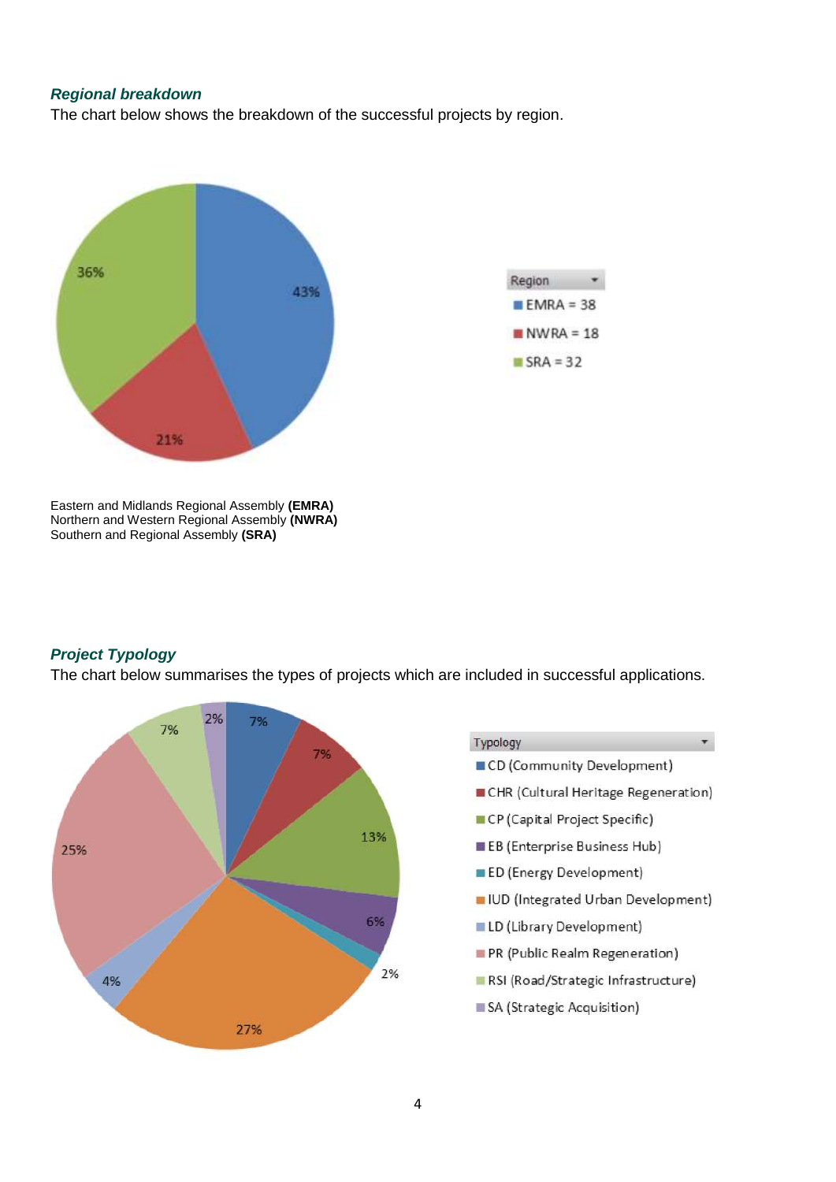### *Regional breakdown*

The chart below shows the breakdown of the successful projects by region.

43%
21%
36%

Region
EMRA = 38
NWRA = 18
SRA = 32

Eastern and Midlands Regional Assembly **(EMRA)**
Northern and Western Regional Assembly **(NWRA)**
Southern and Regional Assembly **(SRA)**

### *Project Typology*

The chart below summarises the types of projects which are included in successful applications.

7%
7%
13%
6%
2%
27%
4%
25%
7%
2%

Typology
CD (Community Development)
CHR (Cultural Heritage Regeneration)
CP (Capital Project Specific)
EB (Enterprise Business Hub)
ED (Energy Development)
IUD (Integrated Urban Development)
LD (Library Development)
PR (Public Realm Regeneration)
RSI (Road/Strategic Infrastructure)
SA (Strategic Acquisition)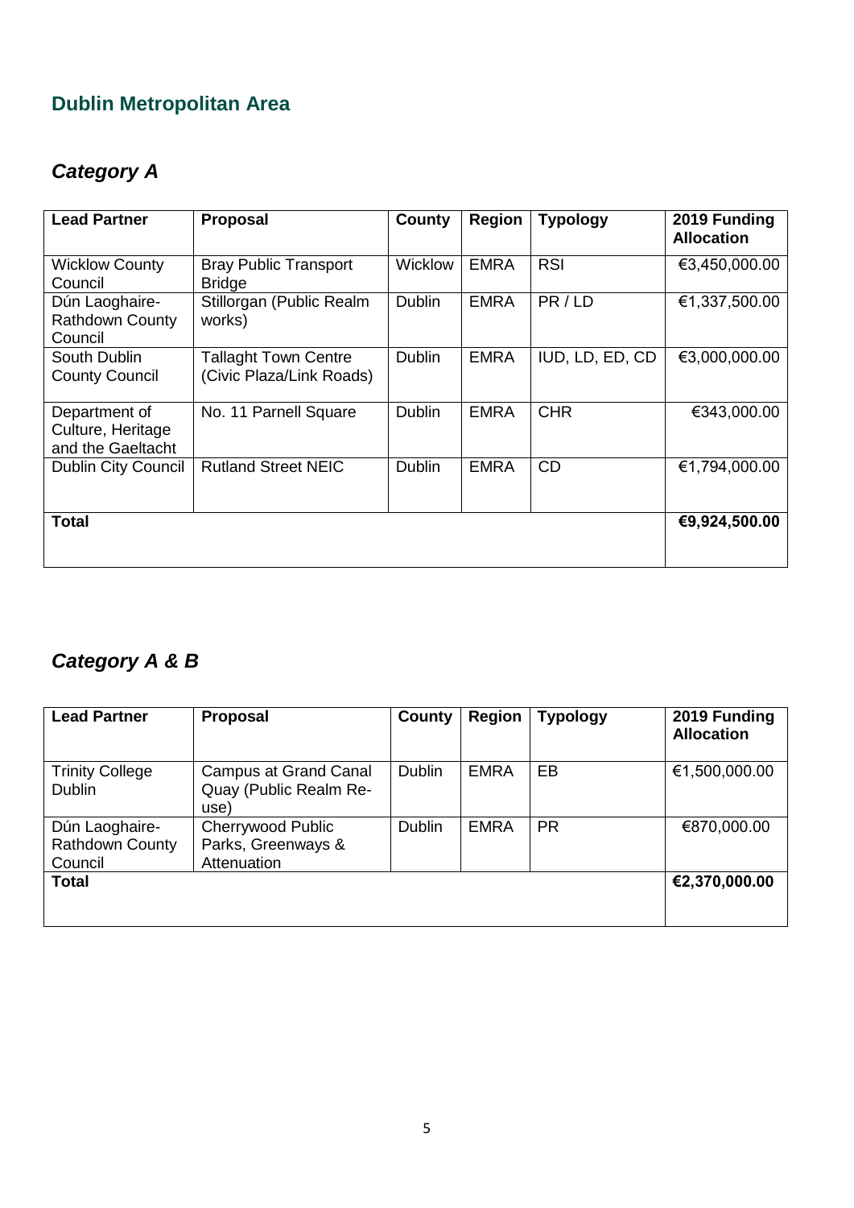## Dublin Metropolitan Area

### *Category A*

| Lead Partner | Proposal | County | Region | Typology | 2019 Funding Allocation |
|---|---|---|---|---|---|
| Wicklow County Council | Bray Public Transport Bridge | Wicklow | EMRA | RSI | €3,450,000.00 |
| Dún Laoghaire-Rathdown County Council | Stillorgan (Public Realm works) | Dublin | EMRA | PR / LD | €1,337,500.00 |
| South Dublin County Council | Tallaght Town Centre (Civic Plaza/Link Roads) | Dublin | EMRA | IUD, LD, ED, CD | €3,000,000.00 |
| Department of Culture, Heritage and the Gaeltacht | No. 11 Parnell Square | Dublin | EMRA | CHR | €343,000.00 |
| Dublin City Council | Rutland Street NEIC | Dublin | EMRA | CD | €1,794,000.00 |
| **Total** | | | | | **€9,924,500.00** |

### *Category A & B*

| Lead Partner | Proposal | County | Region | Typology | 2019 Funding Allocation |
|---|---|---|---|---|---|
| Trinity College Dublin | Campus at Grand Canal Quay (Public Realm Re-use) | Dublin | EMRA | EB | €1,500,000.00 |
| Dún Laoghaire-Rathdown County Council | Cherrywood Public Parks, Greenways & Attenuation | Dublin | EMRA | PR | €870,000.00 |
| **Total** | | | | | **€2,370,000.00** |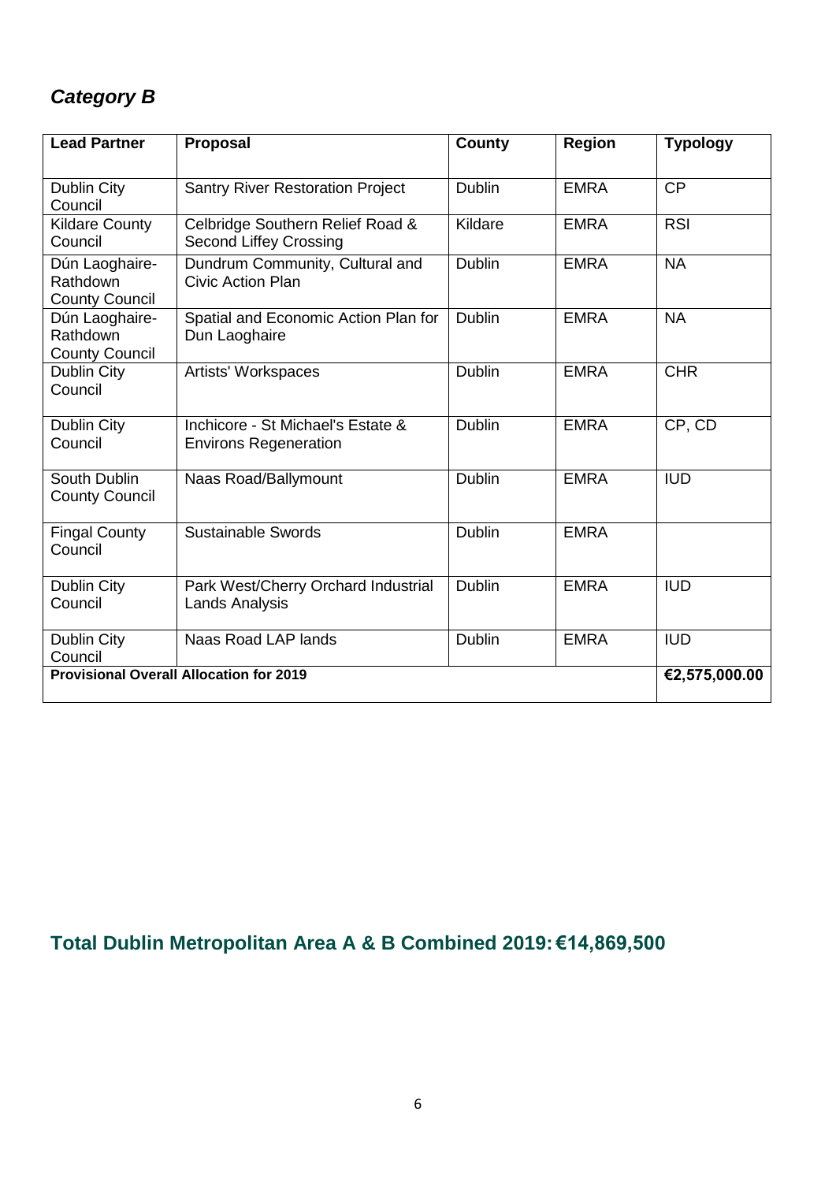## *Category B*

| Lead Partner | Proposal | County | Region | Typology |
|---|---|---|---|---|
| Dublin City Council | Santry River Restoration Project | Dublin | EMRA | CP |
| Kildare County Council | Celbridge Southern Relief Road & Second Liffey Crossing | Kildare | EMRA | RSI |
| Dún Laoghaire-Rathdown County Council | Dundrum Community, Cultural and Civic Action Plan | Dublin | EMRA | NA |
| Dún Laoghaire-Rathdown County Council | Spatial and Economic Action Plan for Dun Laoghaire | Dublin | EMRA | NA |
| Dublin City Council | Artists' Workspaces | Dublin | EMRA | CHR |
| Dublin City Council | Inchicore - St Michael's Estate & Environs Regeneration | Dublin | EMRA | CP, CD |
| South Dublin County Council | Naas Road/Ballymount | Dublin | EMRA | IUD |
| Fingal County Council | Sustainable Swords | Dublin | EMRA | |
| Dublin City Council | Park West/Cherry Orchard Industrial Lands Analysis | Dublin | EMRA | IUD |
| Dublin City Council | Naas Road LAP lands | Dublin | EMRA | IUD |
| **Provisional Overall Allocation for 2019** | | | | **€2,575,000.00** |

## Total Dublin Metropolitan Area A & B Combined 2019: €14,869,500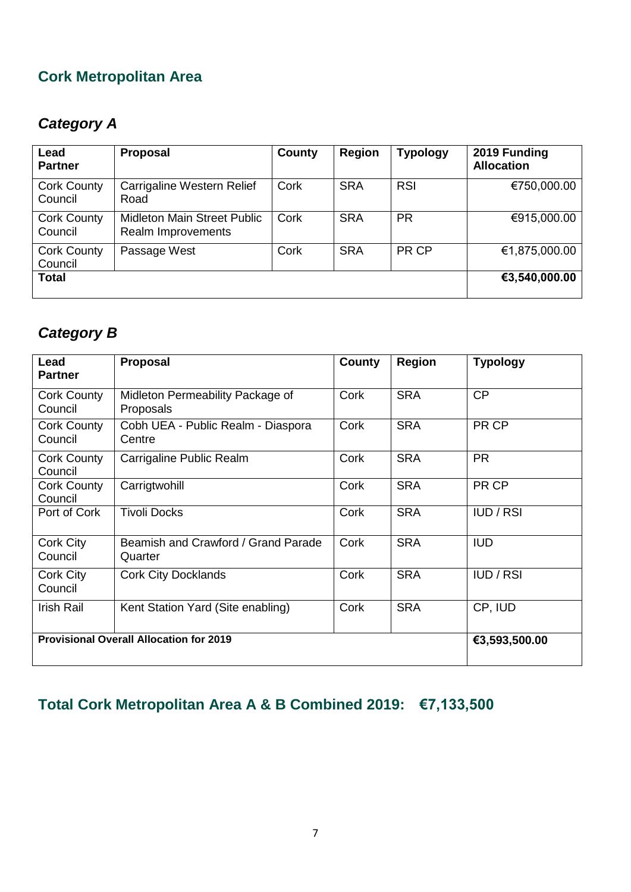## Cork Metropolitan Area

### *Category A*

| Lead Partner | Proposal | County | Region | Typology | 2019 Funding Allocation |
|---|---|---|---|---|---|
| Cork County Council | Carrigaline Western Relief Road | Cork | SRA | RSI | €750,000.00 |
| Cork County Council | Midleton Main Street Public Realm Improvements | Cork | SRA | PR | €915,000.00 |
| Cork County Council | Passage West | Cork | SRA | PR CP | €1,875,000.00 |
| **Total** | | | | | **€3,540,000.00** |

### *Category B*

| Lead Partner | Proposal | County | Region | Typology |
|---|---|---|---|---|
| Cork County Council | Midleton Permeability Package of Proposals | Cork | SRA | CP |
| Cork County Council | Cobh UEA - Public Realm - Diaspora Centre | Cork | SRA | PR CP |
| Cork County Council | Carrigaline Public Realm | Cork | SRA | PR |
| Cork County Council | Carrigtwohill | Cork | SRA | PR CP |
| Port of Cork | Tivoli Docks | Cork | SRA | IUD / RSI |
| Cork City Council | Beamish and Crawford / Grand Parade Quarter | Cork | SRA | IUD |
| Cork City Council | Cork City Docklands | Cork | SRA | IUD / RSI |
| Irish Rail | Kent Station Yard (Site enabling) | Cork | SRA | CP, IUD |
| **Provisional Overall Allocation for 2019** | | | | **€3,593,500.00** |

## Total Cork Metropolitan Area A & B Combined 2019: €7,133,500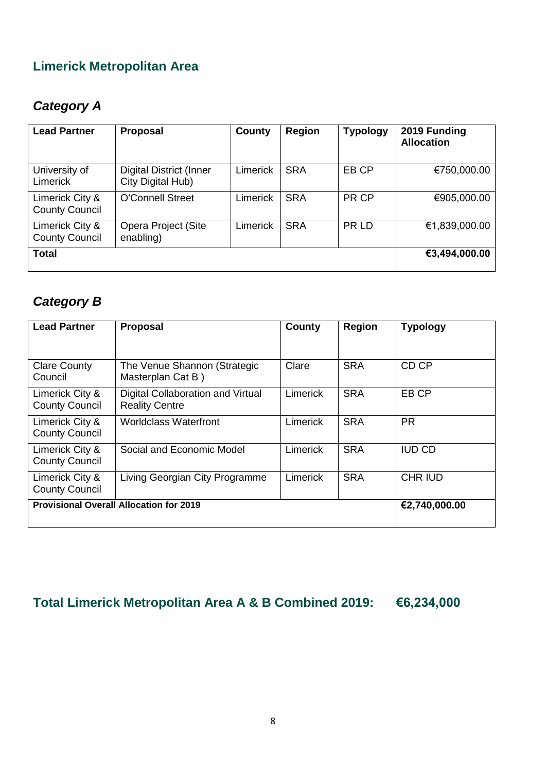## Limerick Metropolitan Area

### *Category A*

| Lead Partner | Proposal | County | Region | Typology | 2019 Funding Allocation |
|---|---|---|---|---|---|
| University of Limerick | Digital District (Inner City Digital Hub) | Limerick | SRA | EB CP | €750,000.00 |
| Limerick City & County Council | O'Connell Street | Limerick | SRA | PR CP | €905,000.00 |
| Limerick City & County Council | Opera Project (Site enabling) | Limerick | SRA | PR LD | €1,839,000.00 |
| **Total** | | | | | **€3,494,000.00** |

### *Category B*

| Lead Partner | Proposal | County | Region | Typology |
|---|---|---|---|---|
| Clare County Council | The Venue Shannon (Strategic Masterplan Cat B ) | Clare | SRA | CD CP |
| Limerick City & County Council | Digital Collaboration and Virtual Reality Centre | Limerick | SRA | EB CP |
| Limerick City & County Council | Worldclass Waterfront | Limerick | SRA | PR |
| Limerick City & County Council | Social and Economic Model | Limerick | SRA | IUD CD |
| Limerick City & County Council | Living Georgian City Programme | Limerick | SRA | CHR IUD |
| **Provisional Overall Allocation for 2019** | | | | **€2,740,000.00** |

## Total Limerick Metropolitan Area A & B Combined 2019: €6,234,000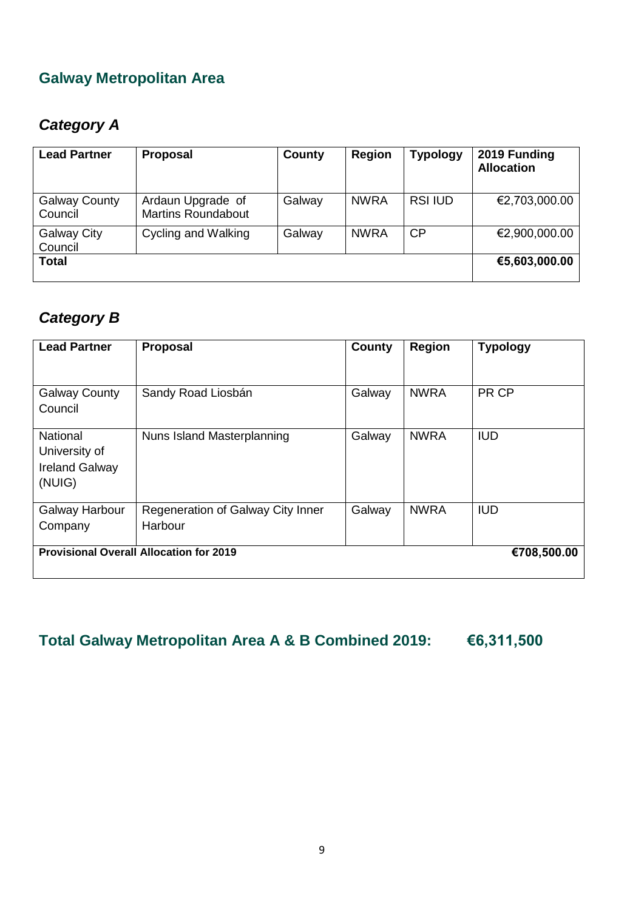## Galway Metropolitan Area

### *Category A*

| Lead Partner | Proposal | County | Region | Typology | 2019 Funding Allocation |
|---|---|---|---|---|---|
| Galway County Council | Ardaun Upgrade of Martins Roundabout | Galway | NWRA | RSI IUD | €2,703,000.00 |
| Galway City Council | Cycling and Walking | Galway | NWRA | CP | €2,900,000.00 |
| **Total** | | | | | **€5,603,000.00** |

### *Category B*

| Lead Partner | Proposal | County | Region | Typology |
|---|---|---|---|---|
| Galway County Council | Sandy Road Liosbán | Galway | NWRA | PR CP |
| National University of Ireland Galway (NUIG) | Nuns Island Masterplanning | Galway | NWRA | IUD |
| Galway Harbour Company | Regeneration of Galway City Inner Harbour | Galway | NWRA | IUD |
| **Provisional Overall Allocation for 2019** | | | | **€708,500.00** |

## Total Galway Metropolitan Area A & B Combined 2019: €6,311,500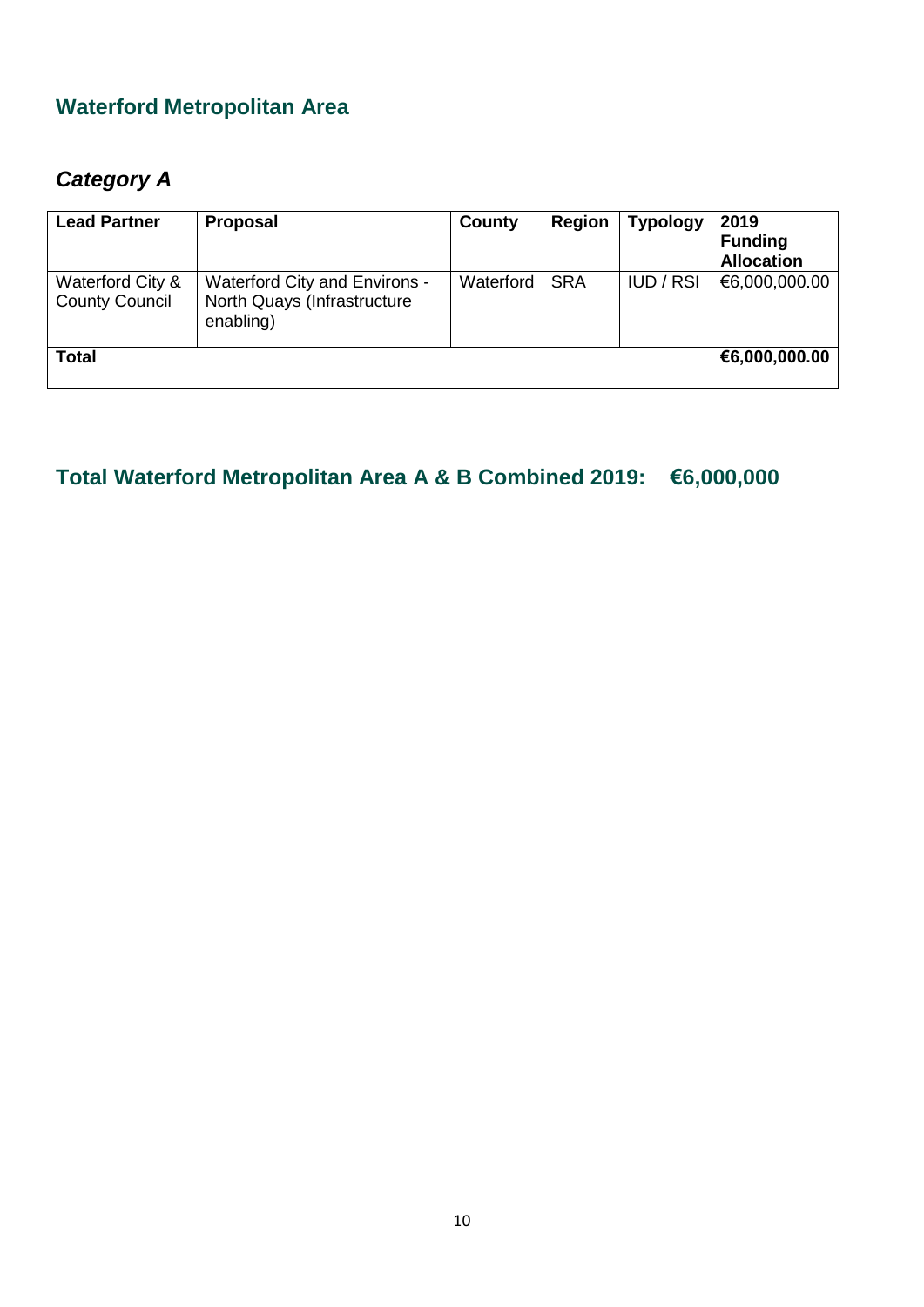## Waterford Metropolitan Area

### *Category A*

| Lead Partner | Proposal | County | Region | Typology | 2019 Funding Allocation |
|---|---|---|---|---|---|
| Waterford City & County Council | Waterford City and Environs - North Quays (Infrastructure enabling) | Waterford | SRA | IUD / RSI | €6,000,000.00 |
| **Total** | | | | | **€6,000,000.00** |

## Total Waterford Metropolitan Area A & B Combined 2019: €6,000,000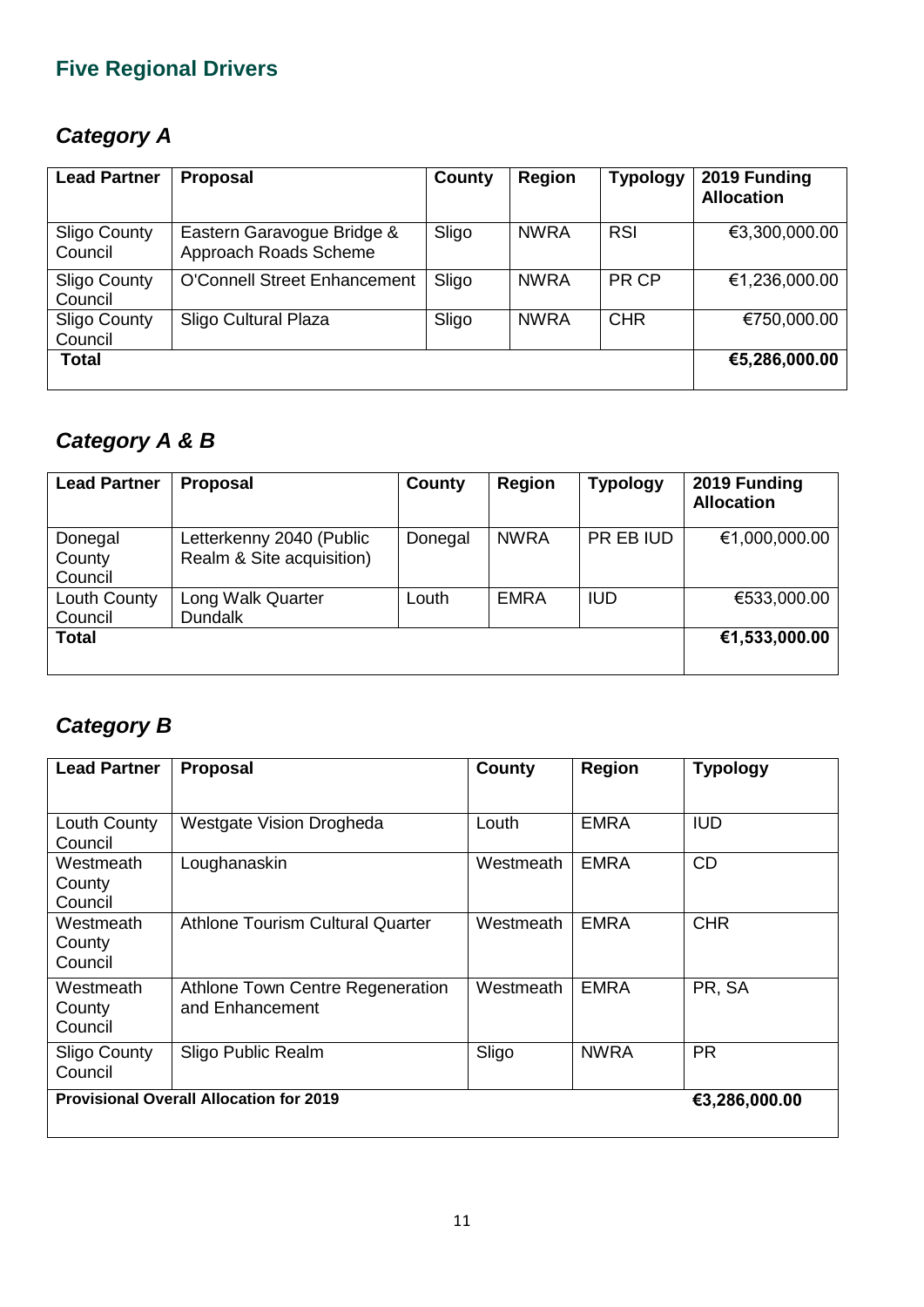## Five Regional Drivers

### *Category A*

| Lead Partner | Proposal | County | Region | Typology | 2019 Funding Allocation |
|---|---|---|---|---|---|
| Sligo County Council | Eastern Garavogue Bridge & Approach Roads Scheme | Sligo | NWRA | RSI | €3,300,000.00 |
| Sligo County Council | O'Connell Street Enhancement | Sligo | NWRA | PR CP | €1,236,000.00 |
| Sligo County Council | Sligo Cultural Plaza | Sligo | NWRA | CHR | €750,000.00 |
| **Total** | | | | | **€5,286,000.00** |

### *Category A & B*

| Lead Partner | Proposal | County | Region | Typology | 2019 Funding Allocation |
|---|---|---|---|---|---|
| Donegal County Council | Letterkenny 2040 (Public Realm & Site acquisition) | Donegal | NWRA | PR EB IUD | €1,000,000.00 |
| Louth County Council | Long Walk Quarter Dundalk | Louth | EMRA | IUD | €533,000.00 |
| **Total** | | | | | **€1,533,000.00** |

### *Category B*

| Lead Partner | Proposal | County | Region | Typology |
|---|---|---|---|---|
| Louth County Council | Westgate Vision Drogheda | Louth | EMRA | IUD |
| Westmeath County Council | Loughanaskin | Westmeath | EMRA | CD |
| Westmeath County Council | Athlone Tourism Cultural Quarter | Westmeath | EMRA | CHR |
| Westmeath County Council | Athlone Town Centre Regeneration and Enhancement | Westmeath | EMRA | PR, SA |
| Sligo County Council | Sligo Public Realm | Sligo | NWRA | PR |
| **Provisional Overall Allocation for 2019** | | | | **€3,286,000.00** |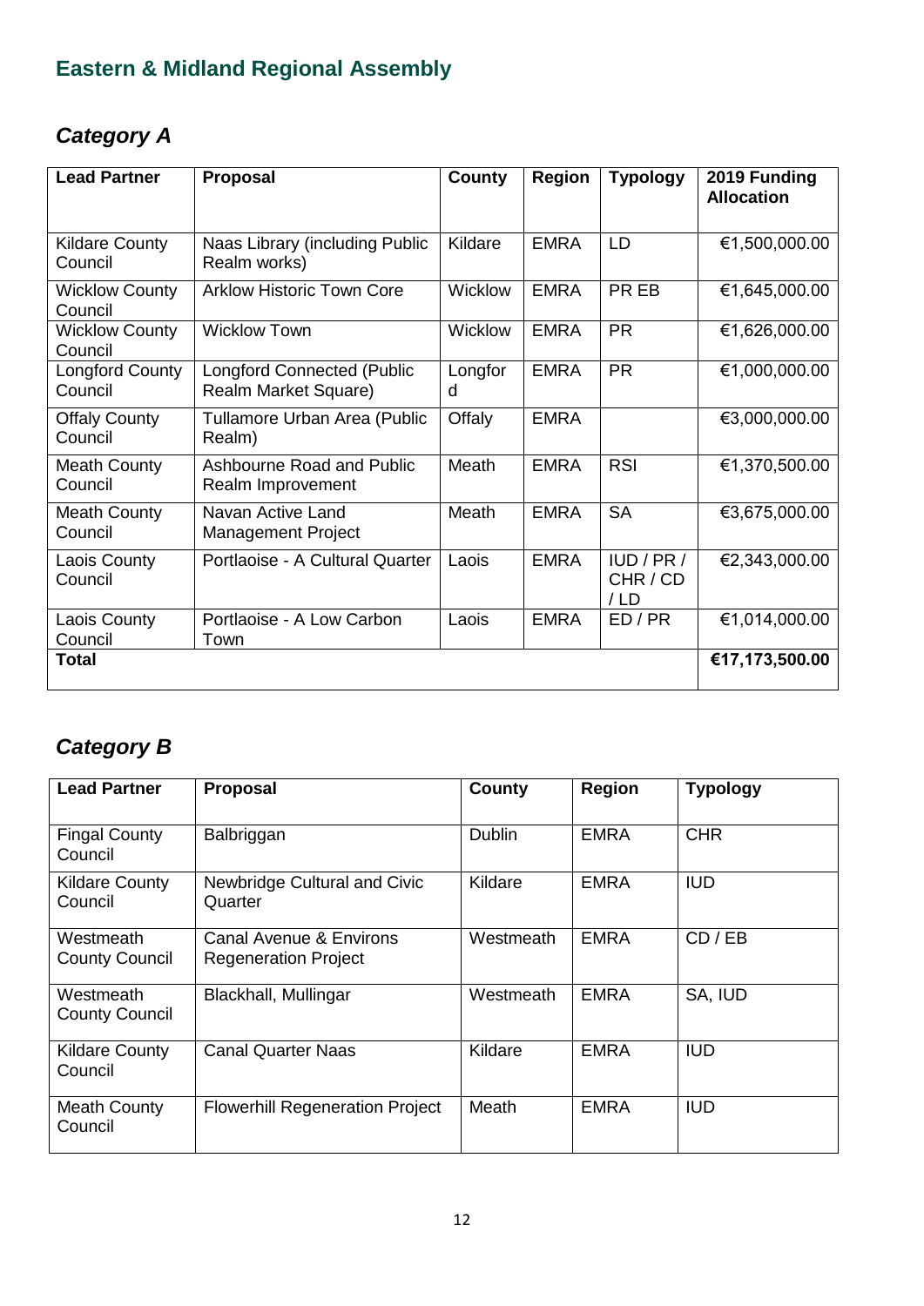## Eastern & Midland Regional Assembly

### *Category A*

| Lead Partner | Proposal | County | Region | Typology | 2019 Funding Allocation |
|---|---|---|---|---|---|
| Kildare County Council | Naas Library (including Public Realm works) | Kildare | EMRA | LD | €1,500,000.00 |
| Wicklow County Council | Arklow Historic Town Core | Wicklow | EMRA | PR EB | €1,645,000.00 |
| Wicklow County Council | Wicklow Town | Wicklow | EMRA | PR | €1,626,000.00 |
| Longford County Council | Longford Connected (Public Realm Market Square) | Longford | EMRA | PR | €1,000,000.00 |
| Offaly County Council | Tullamore Urban Area (Public Realm) | Offaly | EMRA | | €3,000,000.00 |
| Meath County Council | Ashbourne Road and Public Realm Improvement | Meath | EMRA | RSI | €1,370,500.00 |
| Meath County Council | Navan Active Land Management Project | Meath | EMRA | SA | €3,675,000.00 |
| Laois County Council | Portlaoise - A Cultural Quarter | Laois | EMRA | IUD / PR / CHR / CD / LD | €2,343,000.00 |
| Laois County Council | Portlaoise - A Low Carbon Town | Laois | EMRA | ED / PR | €1,014,000.00 |
| **Total** | | | | | **€17,173,500.00** |

### *Category B*

| Lead Partner | Proposal | County | Region | Typology |
|---|---|---|---|---|
| Fingal County Council | Balbriggan | Dublin | EMRA | CHR |
| Kildare County Council | Newbridge Cultural and Civic Quarter | Kildare | EMRA | IUD |
| Westmeath County Council | Canal Avenue & Environs Regeneration Project | Westmeath | EMRA | CD / EB |
| Westmeath County Council | Blackhall, Mullingar | Westmeath | EMRA | SA, IUD |
| Kildare County Council | Canal Quarter Naas | Kildare | EMRA | IUD |
| Meath County Council | Flowerhill Regeneration Project | Meath | EMRA | IUD |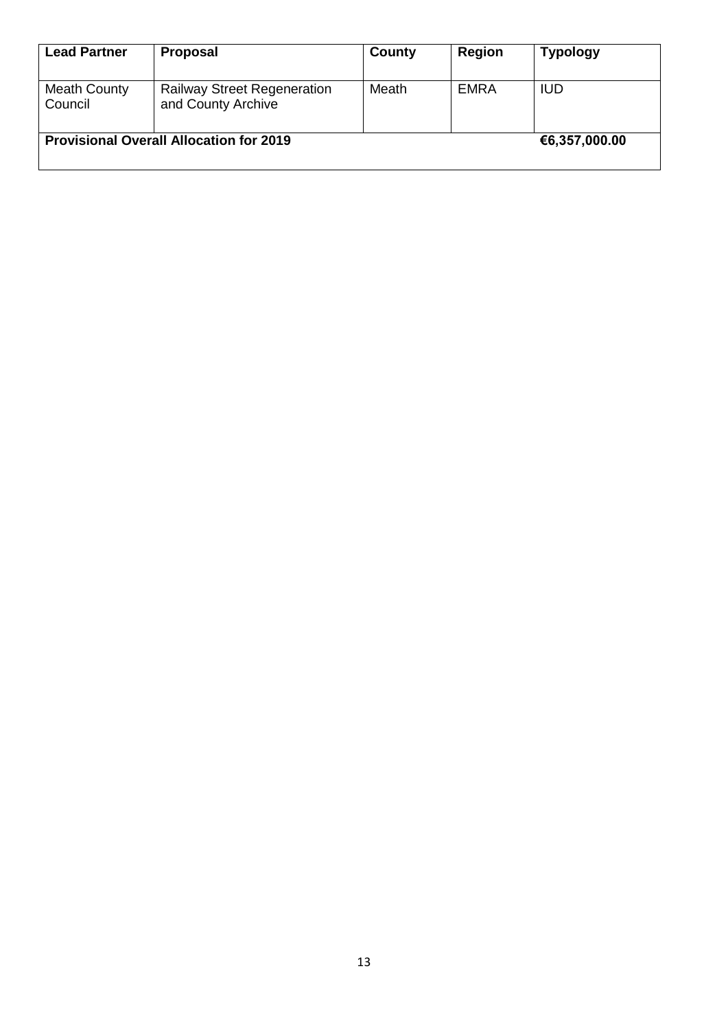| Lead Partner | Proposal | County | Region | Typology |
|---|---|---|---|---|
| Meath County Council | Railway Street Regeneration and County Archive | Meath | EMRA | IUD |
| **Provisional Overall Allocation for 2019** | | | | **€6,357,000.00** |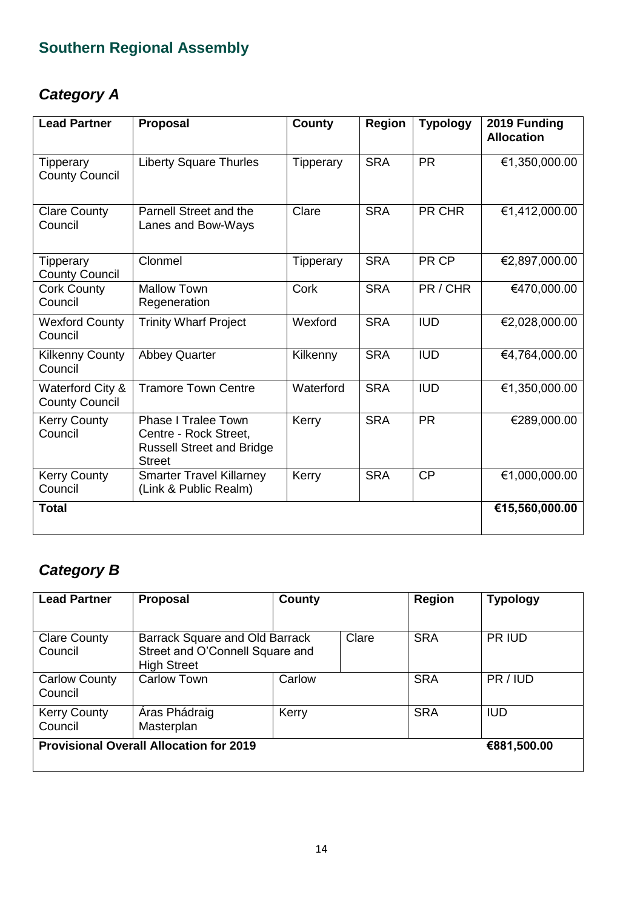## Southern Regional Assembly

### *Category A*

| Lead Partner | Proposal | County | Region | Typology | 2019 Funding Allocation |
|---|---|---|---|---|---|
| Tipperary County Council | Liberty Square Thurles | Tipperary | SRA | PR | €1,350,000.00 |
| Clare County Council | Parnell Street and the Lanes and Bow-Ways | Clare | SRA | PR CHR | €1,412,000.00 |
| Tipperary County Council | Clonmel | Tipperary | SRA | PR CP | €2,897,000.00 |
| Cork County Council | Mallow Town Regeneration | Cork | SRA | PR / CHR | €470,000.00 |
| Wexford County Council | Trinity Wharf Project | Wexford | SRA | IUD | €2,028,000.00 |
| Kilkenny County Council | Abbey Quarter | Kilkenny | SRA | IUD | €4,764,000.00 |
| Waterford City & County Council | Tramore Town Centre | Waterford | SRA | IUD | €1,350,000.00 |
| Kerry County Council | Phase I Tralee Town Centre - Rock Street, Russell Street and Bridge Street | Kerry | SRA | PR | €289,000.00 |
| Kerry County Council | Smarter Travel Killarney (Link & Public Realm) | Kerry | SRA | CP | €1,000,000.00 |
| **Total** | | | | | **€15,560,000.00** |

### *Category B*

| Lead Partner | Proposal | County | Region | Typology |
|---|---|---|---|---|
| Clare County Council | Barrack Square and Old Barrack Street and O'Connell Square and High Street | Clare | SRA | PR IUD |
| Carlow County Council | Carlow Town | Carlow | SRA | PR / IUD |
| Kerry County Council | Áras Phádraig Masterplan | Kerry | SRA | IUD |
| **Provisional Overall Allocation for 2019** | | | | **€881,500.00** |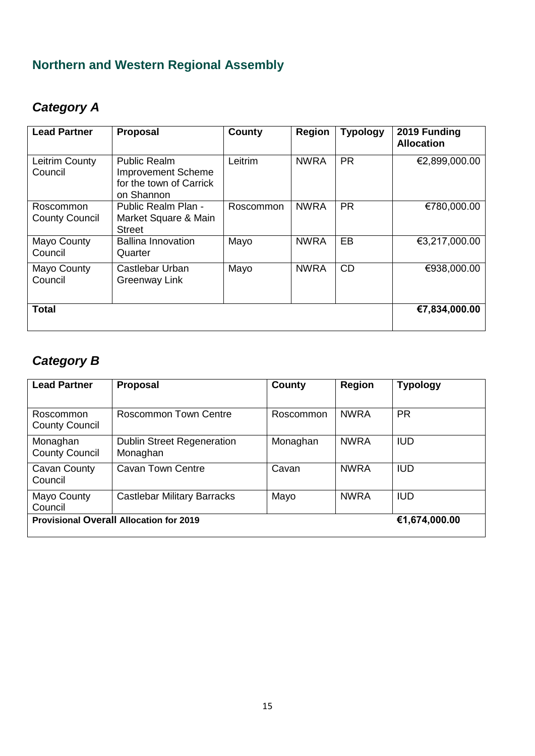## Northern and Western Regional Assembly

### *Category A*

| Lead Partner | Proposal | County | Region | Typology | 2019 Funding Allocation |
|---|---|---|---|---|---|
| Leitrim County Council | Public Realm Improvement Scheme for the town of Carrick on Shannon | Leitrim | NWRA | PR | €2,899,000.00 |
| Roscommon County Council | Public Realm Plan - Market Square & Main Street | Roscommon | NWRA | PR | €780,000.00 |
| Mayo County Council | Ballina Innovation Quarter | Mayo | NWRA | EB | €3,217,000.00 |
| Mayo County Council | Castlebar Urban Greenway Link | Mayo | NWRA | CD | €938,000.00 |
| **Total** | | | | | **€7,834,000.00** |

### *Category B*

| Lead Partner | Proposal | County | Region | Typology |
|---|---|---|---|---|
| Roscommon County Council | Roscommon Town Centre | Roscommon | NWRA | PR |
| Monaghan County Council | Dublin Street Regeneration Monaghan | Monaghan | NWRA | IUD |
| Cavan County Council | Cavan Town Centre | Cavan | NWRA | IUD |
| Mayo County Council | Castlebar Military Barracks | Mayo | NWRA | IUD |
| **Provisional Overall Allocation for 2019** | | | | **€1,674,000.00** |